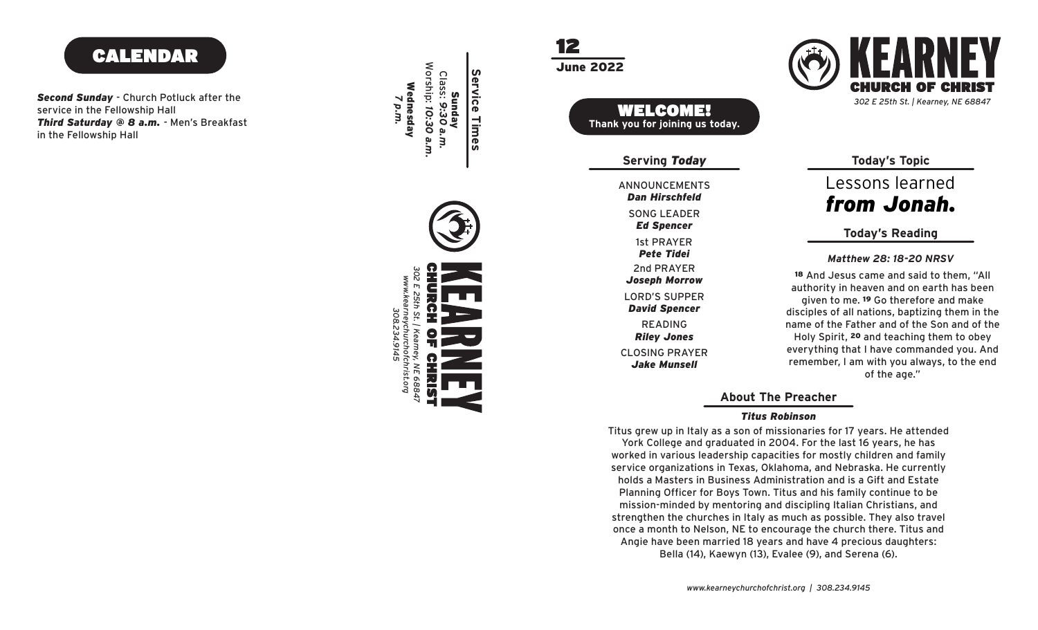## CALENDAR

***Second Sunday*** - Church Potluck after the service in the Fellowship Hall
***Third Saturday @ 8 a.m.*** - Men's Breakfast in the Fellowship Hall

**Service Times**

**Sunday**
Class: ***9:30 a.m.***
Worship: ***10:30 a.m.***

**Wednesday**
***7 p.m.***

KEARNEY
CHURCH OF CHRIST
*302 E 25th St. | Kearney, NE 68847*
*www.kearneychurchofchrist.org*
*308.234.9145*

12
June 2022

# KEARNEY CHURCH OF CHRIST

*302 E 25th St. | Kearney, NE 68847*

## WELCOME!

**Thank you for joining us today.**

### Serving *Today*

ANNOUNCEMENTS
***Dan Hirschfeld***

SONG LEADER
***Ed Spencer***

1st PRAYER
***Pete Tidei***

2nd PRAYER
***Joseph Morrow***

LORD'S SUPPER
***David Spencer***

READING
***Riley Jones***

CLOSING PRAYER
***Jake Munsell***

### Today's Topic

Lessons learned
***from Jonah.***

### Today's Reading

***Matthew 28: 18-20 NRSV***

**18** And Jesus came and said to them, "All authority in heaven and on earth has been given to me. **19** Go therefore and make disciples of all nations, baptizing them in the name of the Father and of the Son and of the Holy Spirit, **20** and teaching them to obey everything that I have commanded you. And remember, I am with you always, to the end of the age."

### About The Preacher

***Titus Robinson***

Titus grew up in Italy as a son of missionaries for 17 years. He attended York College and graduated in 2004. For the last 16 years, he has worked in various leadership capacities for mostly children and family service organizations in Texas, Oklahoma, and Nebraska. He currently holds a Masters in Business Administration and is a Gift and Estate Planning Officer for Boys Town. Titus and his family continue to be mission-minded by mentoring and discipling Italian Christians, and strengthen the churches in Italy as much as possible. They also travel once a month to Nelson, NE to encourage the church there. Titus and Angie have been married 18 years and have 4 precious daughters: Bella (14), Kaewyn (13), Evalee (9), and Serena (6).

*www.kearneychurchofchrist.org | 308.234.9145*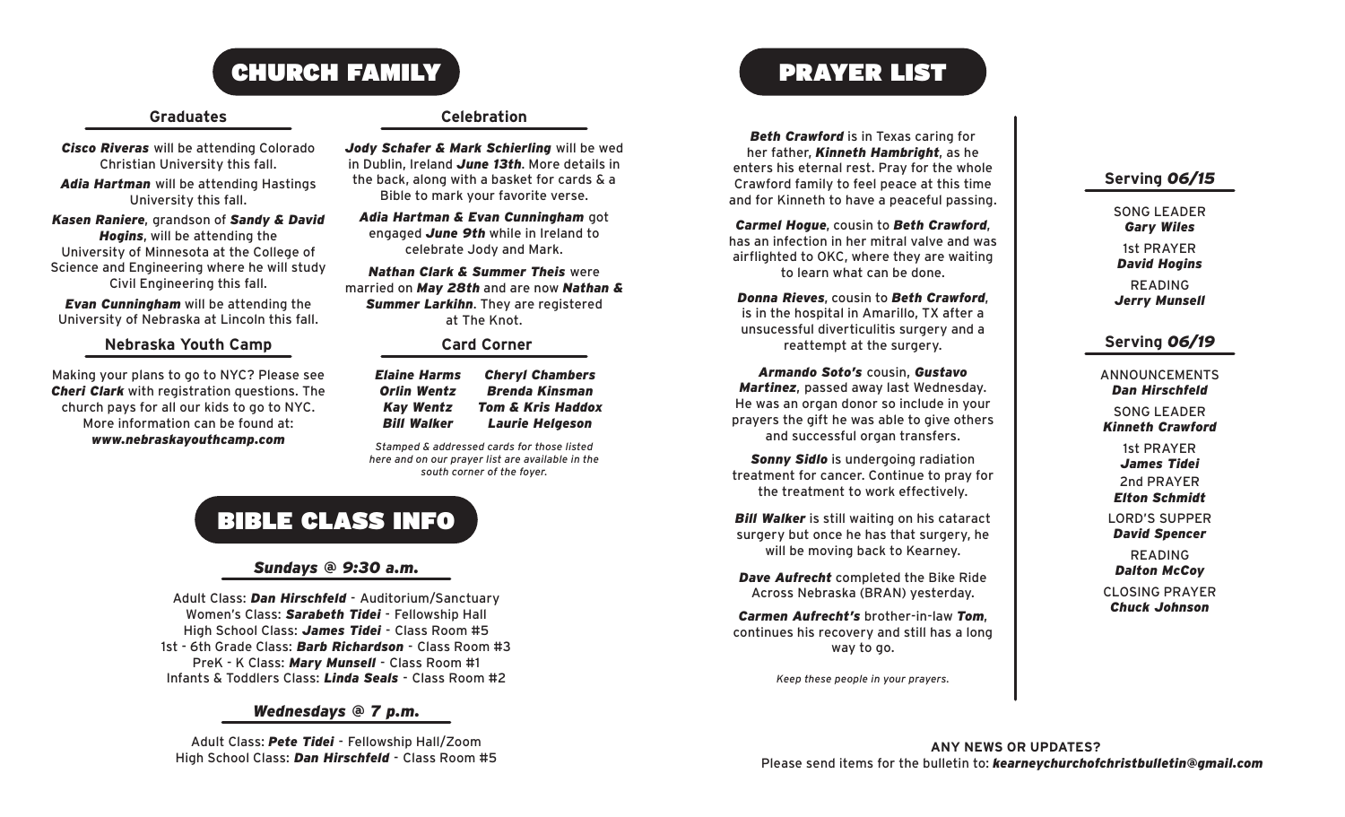# CHURCH FAMILY

### Graduates

***Cisco Riveras*** will be attending Colorado Christian University this fall.

***Adia Hartman*** will be attending Hastings University this fall.

***Kasen Raniere***, grandson of ***Sandy & David Hogins***, will be attending the University of Minnesota at the College of Science and Engineering where he will study Civil Engineering this fall.

***Evan Cunningham*** will be attending the University of Nebraska at Lincoln this fall.

### Nebraska Youth Camp

Making your plans to go to NYC? Please see ***Cheri Clark*** with registration questions. The church pays for all our kids to go to NYC. More information can be found at: ***www.nebraskayouthcamp.com***

### Celebration

***Jody Schafer & Mark Schierling*** will be wed in Dublin, Ireland ***June 13th***. More details in the back, along with a basket for cards & a Bible to mark your favorite verse.

***Adia Hartman & Evan Cunningham*** got engaged ***June 9th*** while in Ireland to celebrate Jody and Mark.

***Nathan Clark & Summer Theis*** were married on ***May 28th*** and are now ***Nathan & Summer Larkihn***. They are registered at The Knot.

### Card Corner

| | |
|---|---|
| ***Elaine Harms*** | ***Cheryl Chambers*** |
| ***Orlin Wentz*** | ***Brenda Kinsman*** |
| ***Kay Wentz*** | ***Tom & Kris Haddox*** |
| ***Bill Walker*** | ***Laurie Helgeson*** |

*Stamped & addressed cards for those listed here and on our prayer list are available in the south corner of the foyer.*

# BIBLE CLASS INFO

### *Sundays @ 9:30 a.m.*

Adult Class: ***Dan Hirschfeld*** - Auditorium/Sanctuary
Women's Class: ***Sarabeth Tidei*** - Fellowship Hall
High School Class: ***James Tidei*** - Class Room #5
1st - 6th Grade Class: ***Barb Richardson*** - Class Room #3
PreK - K Class: ***Mary Munsell*** - Class Room #1
Infants & Toddlers Class: ***Linda Seals*** - Class Room #2

### *Wednesdays @ 7 p.m.*

Adult Class: ***Pete Tidei*** - Fellowship Hall/Zoom
High School Class: ***Dan Hirschfeld*** - Class Room #5

# PRAYER LIST

***Beth Crawford*** is in Texas caring for her father, ***Kinneth Hambright***, as he enters his eternal rest. Pray for the whole Crawford family to feel peace at this time and for Kinneth to have a peaceful passing.

***Carmel Hogue***, cousin to ***Beth Crawford***, has an infection in her mitral valve and was airflighted to OKC, where they are waiting to learn what can be done.

***Donna Rieves***, cousin to ***Beth Crawford***, is in the hospital in Amarillo, TX after a unsucessful diverticulitis surgery and a reattempt at the surgery.

***Armando Soto's*** cousin, ***Gustavo Martinez***, passed away last Wednesday. He was an organ donor so include in your prayers the gift he was able to give others and successful organ transfers.

***Sonny Sidlo*** is undergoing radiation treatment for cancer. Continue to pray for the treatment to work effectively.

***Bill Walker*** is still waiting on his cataract surgery but once he has that surgery, he will be moving back to Kearney.

***Dave Aufrecht*** completed the Bike Ride Across Nebraska (BRAN) yesterday.

***Carmen Aufrecht's*** brother-in-law ***Tom***, continues his recovery and still has a long way to go.

*Keep these people in your prayers.*

### Serving *06/15*

SONG LEADER
***Gary Wiles***

1st PRAYER
***David Hogins***

READING
***Jerry Munsell***

### Serving *06/19*

ANNOUNCEMENTS
***Dan Hirschfeld***

SONG LEADER
***Kinneth Crawford***

1st PRAYER
***James Tidei***

2nd PRAYER
***Elton Schmidt***

LORD'S SUPPER
***David Spencer***

READING
***Dalton McCoy***

CLOSING PRAYER
***Chuck Johnson***

**ANY NEWS OR UPDATES?**
Please send items for the bulletin to: ***kearneychurchofchristbulletin@gmail.com***